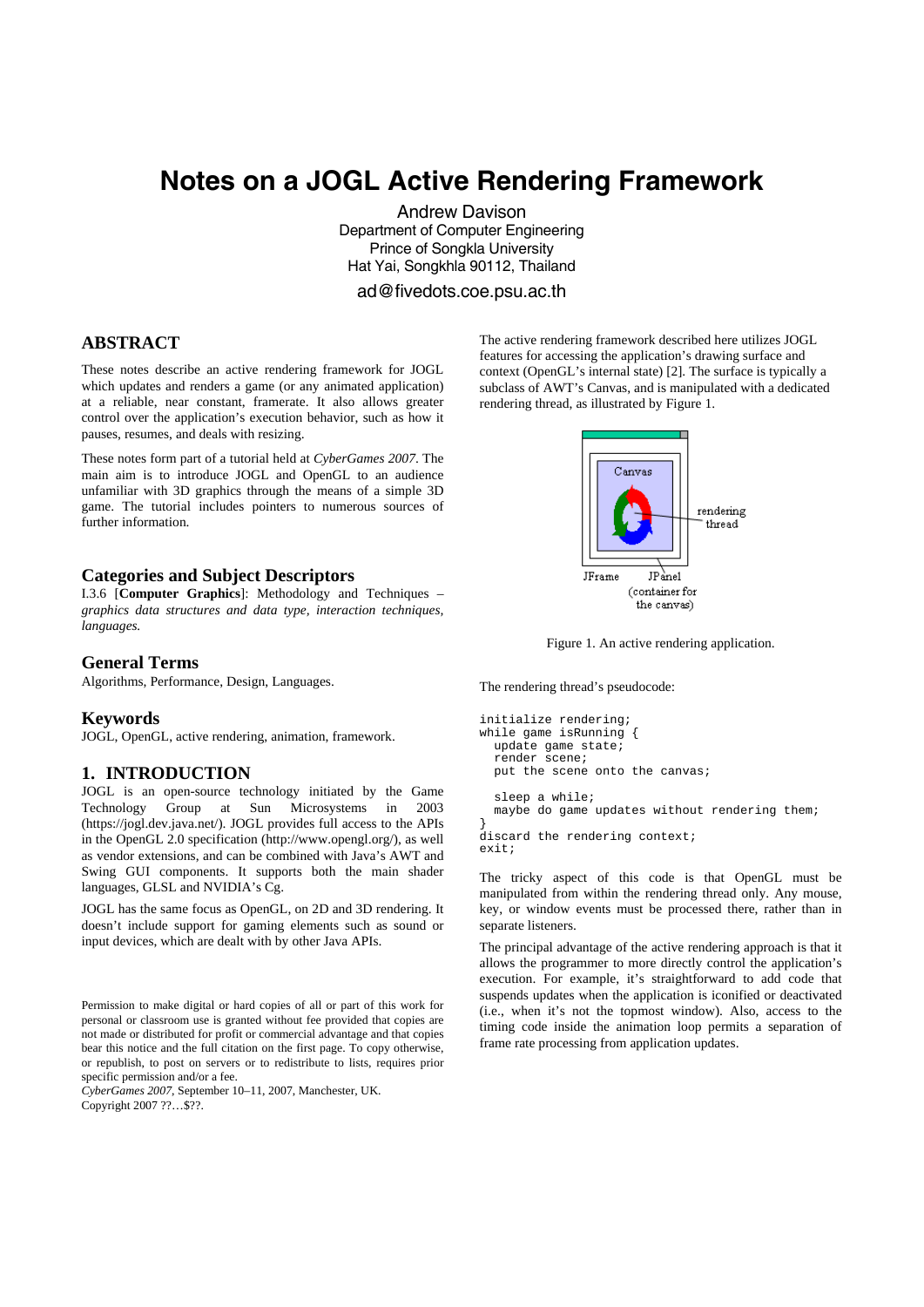# Notes on a JOGL Active Rendering Framework

Andrew Davison
Department of Computer Engineering
Prince of Songkla University
Hat Yai, Songkhla 90112, Thailand
ad@fivedots.coe.psu.ac.th

## ABSTRACT

These notes describe an active rendering framework for JOGL which updates and renders a game (or any animated application) at a reliable, near constant, framerate. It also allows greater control over the application's execution behavior, such as how it pauses, resumes, and deals with resizing.

These notes form part of a tutorial held at *CyberGames 2007*. The main aim is to introduce JOGL and OpenGL to an audience unfamiliar with 3D graphics through the means of a simple 3D game. The tutorial includes pointers to numerous sources of further information.

## Categories and Subject Descriptors

I.3.6 [**Computer Graphics**]: Methodology and Techniques – *graphics data structures and data type, interaction techniques, languages.*

## General Terms

Algorithms, Performance, Design, Languages.

## Keywords

JOGL, OpenGL, active rendering, animation, framework.

## 1. INTRODUCTION

JOGL is an open-source technology initiated by the Game Technology Group at Sun Microsystems in 2003 (https://jogl.dev.java.net/). JOGL provides full access to the APIs in the OpenGL 2.0 specification (http://www.opengl.org/), as well as vendor extensions, and can be combined with Java's AWT and Swing GUI components. It supports both the main shader languages, GLSL and NVIDIA's Cg.

JOGL has the same focus as OpenGL, on 2D and 3D rendering. It doesn't include support for gaming elements such as sound or input devices, which are dealt with by other Java APIs.

Permission to make digital or hard copies of all or part of this work for personal or classroom use is granted without fee provided that copies are not made or distributed for profit or commercial advantage and that copies bear this notice and the full citation on the first page. To copy otherwise, or republish, to post on servers or to redistribute to lists, requires prior specific permission and/or a fee.
*CyberGames 2007*, September 10–11, 2007, Manchester, UK.
Copyright 2007 ??…$??.

The active rendering framework described here utilizes JOGL features for accessing the application's drawing surface and context (OpenGL's internal state) [2]. The surface is typically a subclass of AWT's Canvas, and is manipulated with a dedicated rendering thread, as illustrated by Figure 1.

Figure 1. An active rendering application.

The rendering thread's pseudocode:

```
initialize rendering;
while game isRunning {
  update game state;
  render scene;
  put the scene onto the canvas;

  sleep a while;
  maybe do game updates without rendering them;
}
discard the rendering context;
exit;
```

The tricky aspect of this code is that OpenGL must be manipulated from within the rendering thread only. Any mouse, key, or window events must be processed there, rather than in separate listeners.

The principal advantage of the active rendering approach is that it allows the programmer to more directly control the application's execution. For example, it's straightforward to add code that suspends updates when the application is iconified or deactivated (i.e., when it's not the topmost window). Also, access to the timing code inside the animation loop permits a separation of frame rate processing from application updates.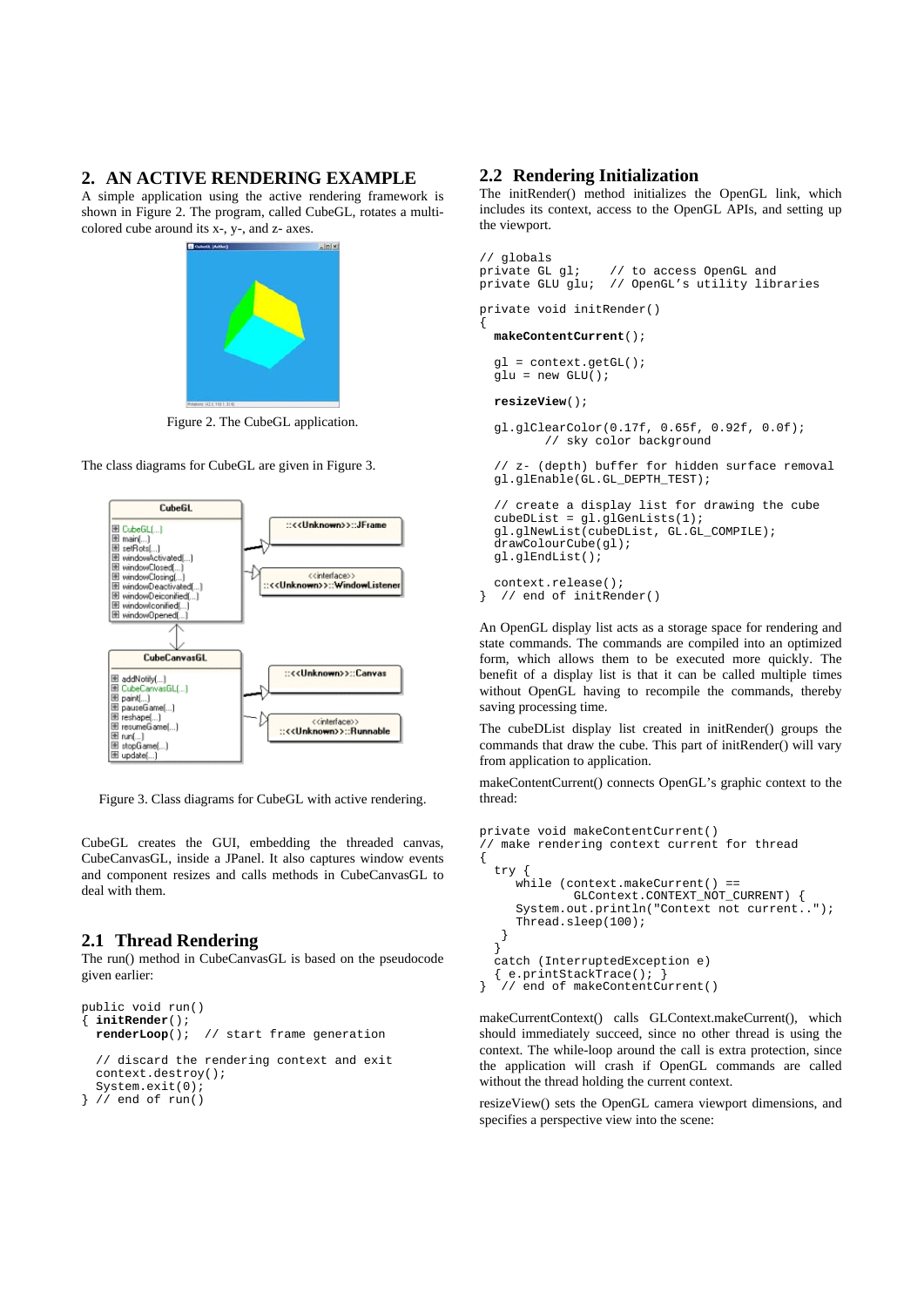## 2. AN ACTIVE RENDERING EXAMPLE

A simple application using the active rendering framework is shown in Figure 2. The program, called CubeGL, rotates a multi-colored cube around its x-, y-, and z- axes.

Figure 2. The CubeGL application.

The class diagrams for CubeGL are given in Figure 3.

Figure 3. Class diagrams for CubeGL with active rendering.

CubeGL creates the GUI, embedding the threaded canvas, CubeCanvasGL, inside a JPanel. It also captures window events and component resizes and calls methods in CubeCanvasGL to deal with them.

### 2.1 Thread Rendering

The run() method in CubeCanvasGL is based on the pseudocode given earlier:

```
public void run()
{ initRender();
  renderLoop();  // start frame generation

  // discard the rendering context and exit
  context.destroy();
  System.exit(0);
} // end of run()
```

### 2.2 Rendering Initialization

The initRender() method initializes the OpenGL link, which includes its context, access to the OpenGL APIs, and setting up the viewport.

```
// globals
private GL gl;    // to access OpenGL and
private GLU glu;  // OpenGL's utility libraries

private void initRender()
{
  makeContentCurrent();

  gl = context.getGL();
  glu = new GLU();

  resizeView();

  gl.glClearColor(0.17f, 0.65f, 0.92f, 0.0f);
         // sky color background

  // z- (depth) buffer for hidden surface removal
  gl.glEnable(GL.GL_DEPTH_TEST);

  // create a display list for drawing the cube
  cubeDList = gl.glGenLists(1);
  gl.glNewList(cubeDList, GL.GL_COMPILE);
  drawColourCube(gl);
  gl.glEndList();

  context.release();
}  // end of initRender()
```

An OpenGL display list acts as a storage space for rendering and state commands. The commands are compiled into an optimized form, which allows them to be executed more quickly. The benefit of a display list is that it can be called multiple times without OpenGL having to recompile the commands, thereby saving processing time.

The cubeDList display list created in initRender() groups the commands that draw the cube. This part of initRender() will vary from application to application.

makeContentCurrent() connects OpenGL's graphic context to the thread:

```
private void makeContentCurrent()
// make rendering context current for thread
{
  try {
     while (context.makeCurrent() ==
             GLContext.CONTEXT_NOT_CURRENT) {
     System.out.println("Context not current..");
     Thread.sleep(100);
    }
  }
  catch (InterruptedException e)
  { e.printStackTrace(); }
}  // end of makeContentCurrent()
```

makeCurrentContext() calls GLContext.makeCurrent(), which should immediately succeed, since no other thread is using the context. The while-loop around the call is extra protection, since the application will crash if OpenGL commands are called without the thread holding the current context.

resizeView() sets the OpenGL camera viewport dimensions, and specifies a perspective view into the scene: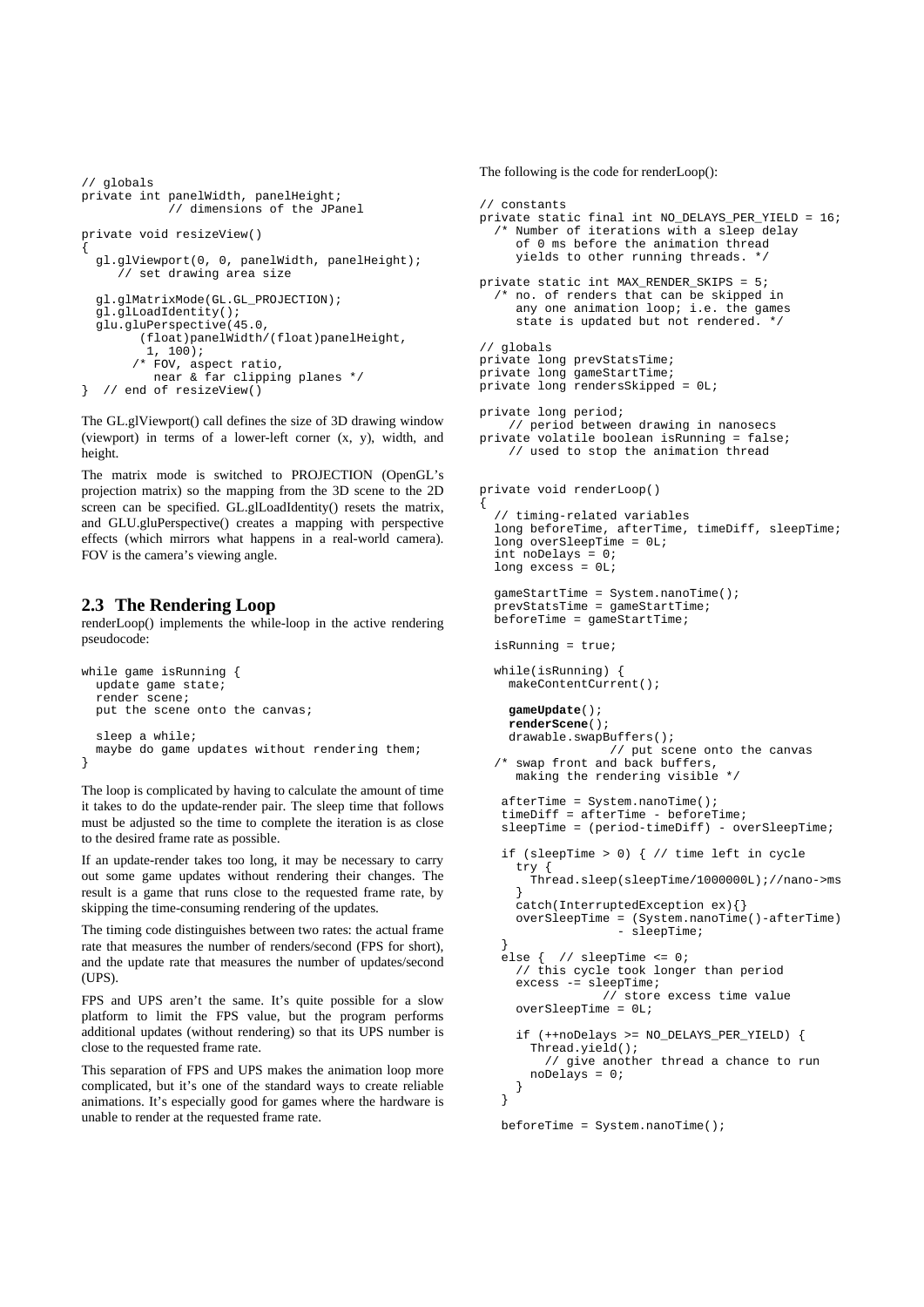```
// globals
private int panelWidth, panelHeight;
            // dimensions of the JPanel

private void resizeView()
{
  gl.glViewport(0, 0, panelWidth, panelHeight);
     // set drawing area size

  gl.glMatrixMode(GL.GL_PROJECTION);
  gl.glLoadIdentity();
  glu.gluPerspective(45.0,
        (float)panelWidth/(float)panelHeight,
         1, 100);
       /* FOV, aspect ratio,
          near & far clipping planes */
}  // end of resizeView()
```

The GL.glViewport() call defines the size of 3D drawing window (viewport) in terms of a lower-left corner (x, y), width, and height.

The matrix mode is switched to PROJECTION (OpenGL's projection matrix) so the mapping from the 3D scene to the 2D screen can be specified. GL.glLoadIdentity() resets the matrix, and GLU.gluPerspective() creates a mapping with perspective effects (which mirrors what happens in a real-world camera). FOV is the camera's viewing angle.

## 2.3 The Rendering Loop

renderLoop() implements the while-loop in the active rendering pseudocode:

```
while game isRunning {
  update game state;
  render scene;
  put the scene onto the canvas;

  sleep a while;
  maybe do game updates without rendering them;
}
```

The loop is complicated by having to calculate the amount of time it takes to do the update-render pair. The sleep time that follows must be adjusted so the time to complete the iteration is as close to the desired frame rate as possible.

If an update-render takes too long, it may be necessary to carry out some game updates without rendering their changes. The result is a game that runs close to the requested frame rate, by skipping the time-consuming rendering of the updates.

The timing code distinguishes between two rates: the actual frame rate that measures the number of renders/second (FPS for short), and the update rate that measures the number of updates/second (UPS).

FPS and UPS aren't the same. It's quite possible for a slow platform to limit the FPS value, but the program performs additional updates (without rendering) so that its UPS number is close to the requested frame rate.

This separation of FPS and UPS makes the animation loop more complicated, but it's one of the standard ways to create reliable animations. It's especially good for games where the hardware is unable to render at the requested frame rate.

The following is the code for renderLoop():

```
// constants
private static final int NO_DELAYS_PER_YIELD = 16;
  /* Number of iterations with a sleep delay
     of 0 ms before the animation thread
     yields to other running threads. */

private static int MAX_RENDER_SKIPS = 5;
  /* no. of renders that can be skipped in
     any one animation loop; i.e. the games
     state is updated but not rendered. */

// globals
private long prevStatsTime;
private long gameStartTime;
private long rendersSkipped = 0L;

private long period;
    // period between drawing in nanosecs
private volatile boolean isRunning = false;
    // used to stop the animation thread


private void renderLoop()
{
  // timing-related variables
  long beforeTime, afterTime, timeDiff, sleepTime;
  long overSleepTime = 0L;
  int noDelays = 0;
  long excess = 0L;

  gameStartTime = System.nanoTime();
  prevStatsTime = gameStartTime;
  beforeTime = gameStartTime;

  isRunning = true;

  while(isRunning) {
    makeContentCurrent();

    gameUpdate();
    renderScene();
    drawable.swapBuffers();
                  // put scene onto the canvas
  /* swap front and back buffers,
     making the rendering visible */

   afterTime = System.nanoTime();
   timeDiff = afterTime - beforeTime;
   sleepTime = (period-timeDiff) - overSleepTime;

   if (sleepTime > 0) { // time left in cycle
     try {
       Thread.sleep(sleepTime/1000000L);//nano->ms
     }
     catch(InterruptedException ex){}
     overSleepTime = (System.nanoTime()-afterTime)
                   - sleepTime;
   }
   else {  // sleepTime <= 0;
     // this cycle took longer than period
     excess -= sleepTime;
                // store excess time value
     overSleepTime = 0L;

     if (++noDelays >= NO_DELAYS_PER_YIELD) {
       Thread.yield();
         // give another thread a chance to run
       noDelays = 0;
     }
   }

   beforeTime = System.nanoTime();
```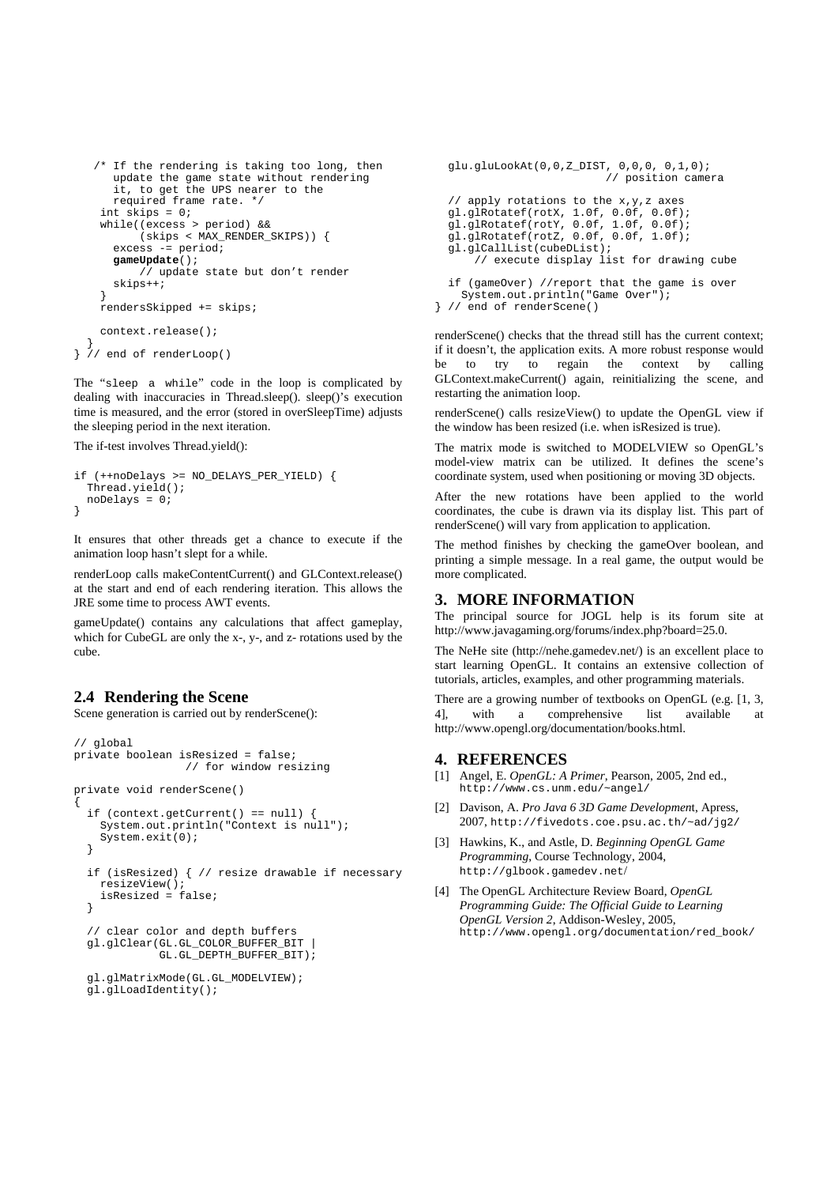```
    /* If the rendering is taking too long, then
       update the game state without rendering
       it, to get the UPS nearer to the
       required frame rate. */
    int skips = 0;
    while((excess > period) &&
          (skips < MAX_RENDER_SKIPS)) {
      excess -= period;
      gameUpdate();
          // update state but don't render
      skips++;
    }
    rendersSkipped += skips;

    context.release();
  }
} // end of renderLoop()
```

The "sleep a while" code in the loop is complicated by dealing with inaccuracies in Thread.sleep(). sleep()'s execution time is measured, and the error (stored in overSleepTime) adjusts the sleeping period in the next iteration.

The if-test involves Thread.yield():

```
if (++noDelays >= NO_DELAYS_PER_YIELD) {
  Thread.yield();
  noDelays = 0;
}
```

It ensures that other threads get a chance to execute if the animation loop hasn't slept for a while.

renderLoop calls makeContentCurrent() and GLContext.release() at the start and end of each rendering iteration. This allows the JRE some time to process AWT events.

gameUpdate() contains any calculations that affect gameplay, which for CubeGL are only the x-, y-, and z- rotations used by the cube.

## 2.4 Rendering the Scene

Scene generation is carried out by renderScene():

```
// global
private boolean isResized = false;
                 // for window resizing

private void renderScene()
{
  if (context.getCurrent() == null) {
    System.out.println("Context is null");
    System.exit(0);
  }

  if (isResized) { // resize drawable if necessary
    resizeView();
    isResized = false;
  }

  // clear color and depth buffers
  gl.glClear(GL.GL_COLOR_BUFFER_BIT |
             GL.GL_DEPTH_BUFFER_BIT);

  gl.glMatrixMode(GL.GL_MODELVIEW);
  gl.glLoadIdentity();

  glu.gluLookAt(0,0,Z_DIST, 0,0,0, 0,1,0);
                          // position camera

  // apply rotations to the x,y,z axes
  gl.glRotatef(rotX, 1.0f, 0.0f, 0.0f);
  gl.glRotatef(rotY, 0.0f, 1.0f, 0.0f);
  gl.glRotatef(rotZ, 0.0f, 0.0f, 1.0f);
  gl.glCallList(cubeDList);
      // execute display list for drawing cube

  if (gameOver) //report that the game is over
    System.out.println("Game Over");
} // end of renderScene()
```

renderScene() checks that the thread still has the current context; if it doesn't, the application exits. A more robust response would be to try to regain the context by calling GLContext.makeCurrent() again, reinitializing the scene, and restarting the animation loop.

renderScene() calls resizeView() to update the OpenGL view if the window has been resized (i.e. when isResized is true).

The matrix mode is switched to MODELVIEW so OpenGL's model-view matrix can be utilized. It defines the scene's coordinate system, used when positioning or moving 3D objects.

After the new rotations have been applied to the world coordinates, the cube is drawn via its display list. This part of renderScene() will vary from application to application.

The method finishes by checking the gameOver boolean, and printing a simple message. In a real game, the output would be more complicated.

## 3. MORE INFORMATION

The principal source for JOGL help is its forum site at http://www.javagaming.org/forums/index.php?board=25.0.

The NeHe site (http://nehe.gamedev.net/) is an excellent place to start learning OpenGL. It contains an extensive collection of tutorials, articles, examples, and other programming materials.

There are a growing number of textbooks on OpenGL (e.g. [1, 3, 4], with a comprehensive list available at http://www.opengl.org/documentation/books.html.

## 4. REFERENCES

[1] Angel, E. *OpenGL: A Primer*, Pearson, 2005, 2nd ed., http://www.cs.unm.edu/~angel/

[2] Davison, A. *Pro Java 6 3D Game Development*, Apress, 2007, http://fivedots.coe.psu.ac.th/~ad/jg2/

[3] Hawkins, K., and Astle, D. *Beginning OpenGL Game Programming*, Course Technology, 2004, http://glbook.gamedev.net/

[4] The OpenGL Architecture Review Board, *OpenGL Programming Guide: The Official Guide to Learning OpenGL Version 2*, Addison-Wesley, 2005, http://www.opengl.org/documentation/red_book/